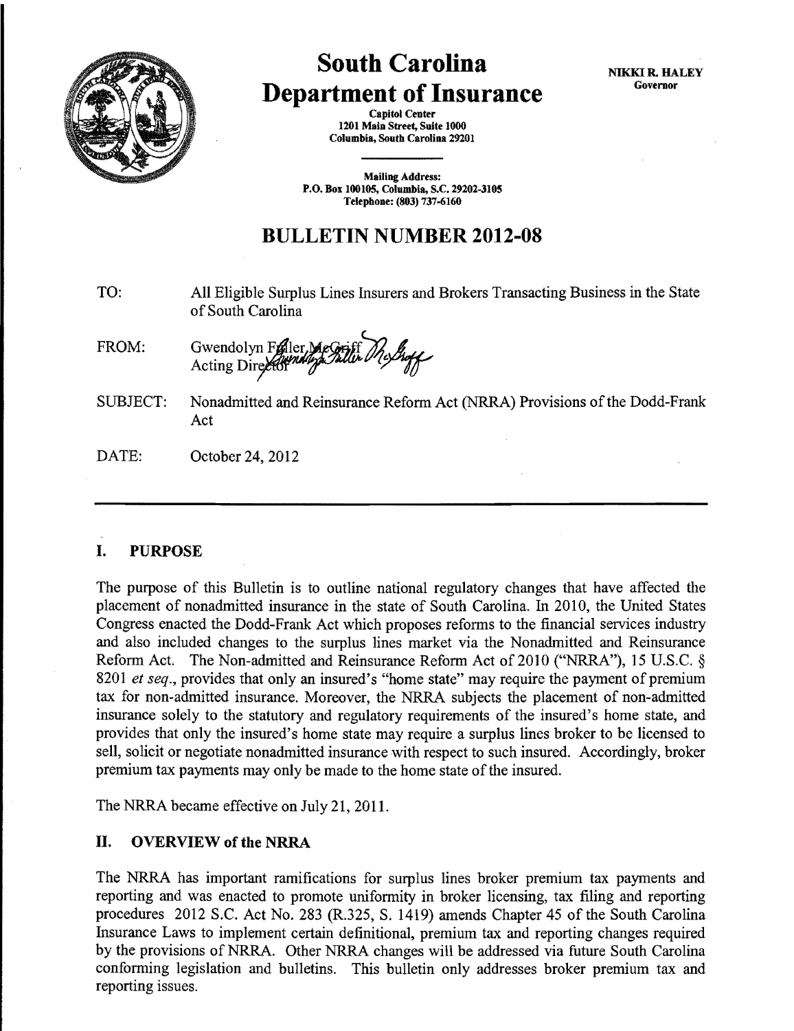# South Carolina Department of Insurance

Capitol Center
1201 Main Street, Suite 1000
Columbia, South Carolina 29201

Mailing Address:
P.O. Box 100105, Columbia, S.C. 29202-3105
Telephone: (803) 737-6160

NIKKI R. HALEY
Governor

## BULLETIN NUMBER 2012-08

TO: All Eligible Surplus Lines Insurers and Brokers Transacting Business in the State of South Carolina

FROM: Gwendolyn Fuller McGriff
Acting Director

SUBJECT: Nonadmitted and Reinsurance Reform Act (NRRA) Provisions of the Dodd-Frank Act

DATE: October 24, 2012

---

### I. PURPOSE

The purpose of this Bulletin is to outline national regulatory changes that have affected the placement of nonadmitted insurance in the state of South Carolina. In 2010, the United States Congress enacted the Dodd-Frank Act which proposes reforms to the financial services industry and also included changes to the surplus lines market via the Nonadmitted and Reinsurance Reform Act. The Non-admitted and Reinsurance Reform Act of 2010 ("NRRA"), 15 U.S.C. § 8201 *et seq.*, provides that only an insured's "home state" may require the payment of premium tax for non-admitted insurance. Moreover, the NRRA subjects the placement of non-admitted insurance solely to the statutory and regulatory requirements of the insured's home state, and provides that only the insured's home state may require a surplus lines broker to be licensed to sell, solicit or negotiate nonadmitted insurance with respect to such insured. Accordingly, broker premium tax payments may only be made to the home state of the insured.

The NRRA became effective on July 21, 2011.

### II. OVERVIEW of the NRRA

The NRRA has important ramifications for surplus lines broker premium tax payments and reporting and was enacted to promote uniformity in broker licensing, tax filing and reporting procedures 2012 S.C. Act No. 283 (R.325, S. 1419) amends Chapter 45 of the South Carolina Insurance Laws to implement certain definitional, premium tax and reporting changes required by the provisions of NRRA. Other NRRA changes will be addressed via future South Carolina conforming legislation and bulletins. This bulletin only addresses broker premium tax and reporting issues.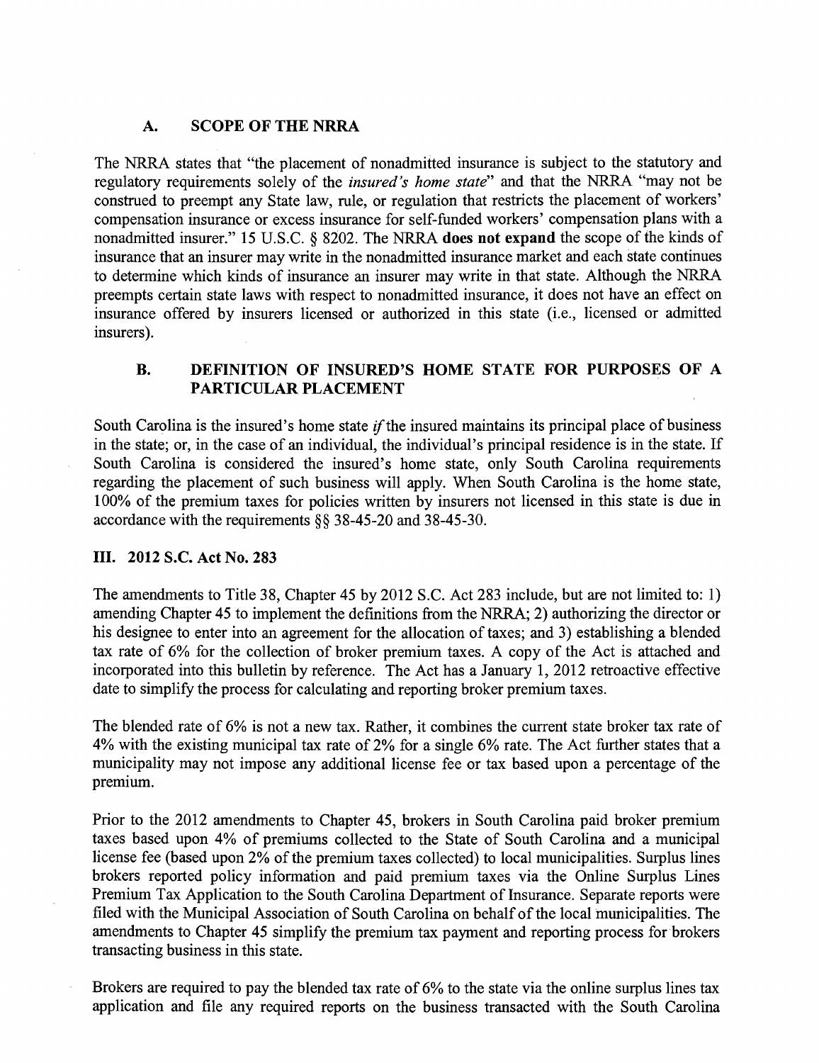### A. SCOPE OF THE NRRA

The NRRA states that "the placement of nonadmitted insurance is subject to the statutory and regulatory requirements solely of the *insured's home state*" and that the NRRA "may not be construed to preempt any State law, rule, or regulation that restricts the placement of workers' compensation insurance or excess insurance for self-funded workers' compensation plans with a nonadmitted insurer." 15 U.S.C. § 8202. The NRRA **does not expand** the scope of the kinds of insurance that an insurer may write in the nonadmitted insurance market and each state continues to determine which kinds of insurance an insurer may write in that state. Although the NRRA preempts certain state laws with respect to nonadmitted insurance, it does not have an effect on insurance offered by insurers licensed or authorized in this state (i.e., licensed or admitted insurers).

### B. DEFINITION OF INSURED'S HOME STATE FOR PURPOSES OF A PARTICULAR PLACEMENT

South Carolina is the insured's home state *if* the insured maintains its principal place of business in the state; or, in the case of an individual, the individual's principal residence is in the state. If South Carolina is considered the insured's home state, only South Carolina requirements regarding the placement of such business will apply. When South Carolina is the home state, 100% of the premium taxes for policies written by insurers not licensed in this state is due in accordance with the requirements §§ 38-45-20 and 38-45-30.

## III. 2012 S.C. Act No. 283

The amendments to Title 38, Chapter 45 by 2012 S.C. Act 283 include, but are not limited to: 1) amending Chapter 45 to implement the definitions from the NRRA; 2) authorizing the director or his designee to enter into an agreement for the allocation of taxes; and 3) establishing a blended tax rate of 6% for the collection of broker premium taxes. A copy of the Act is attached and incorporated into this bulletin by reference. The Act has a January 1, 2012 retroactive effective date to simplify the process for calculating and reporting broker premium taxes.

The blended rate of 6% is not a new tax. Rather, it combines the current state broker tax rate of 4% with the existing municipal tax rate of 2% for a single 6% rate. The Act further states that a municipality may not impose any additional license fee or tax based upon a percentage of the premium.

Prior to the 2012 amendments to Chapter 45, brokers in South Carolina paid broker premium taxes based upon 4% of premiums collected to the State of South Carolina and a municipal license fee (based upon 2% of the premium taxes collected) to local municipalities. Surplus lines brokers reported policy information and paid premium taxes via the Online Surplus Lines Premium Tax Application to the South Carolina Department of Insurance. Separate reports were filed with the Municipal Association of South Carolina on behalf of the local municipalities. The amendments to Chapter 45 simplify the premium tax payment and reporting process for brokers transacting business in this state.

Brokers are required to pay the blended tax rate of 6% to the state via the online surplus lines tax application and file any required reports on the business transacted with the South Carolina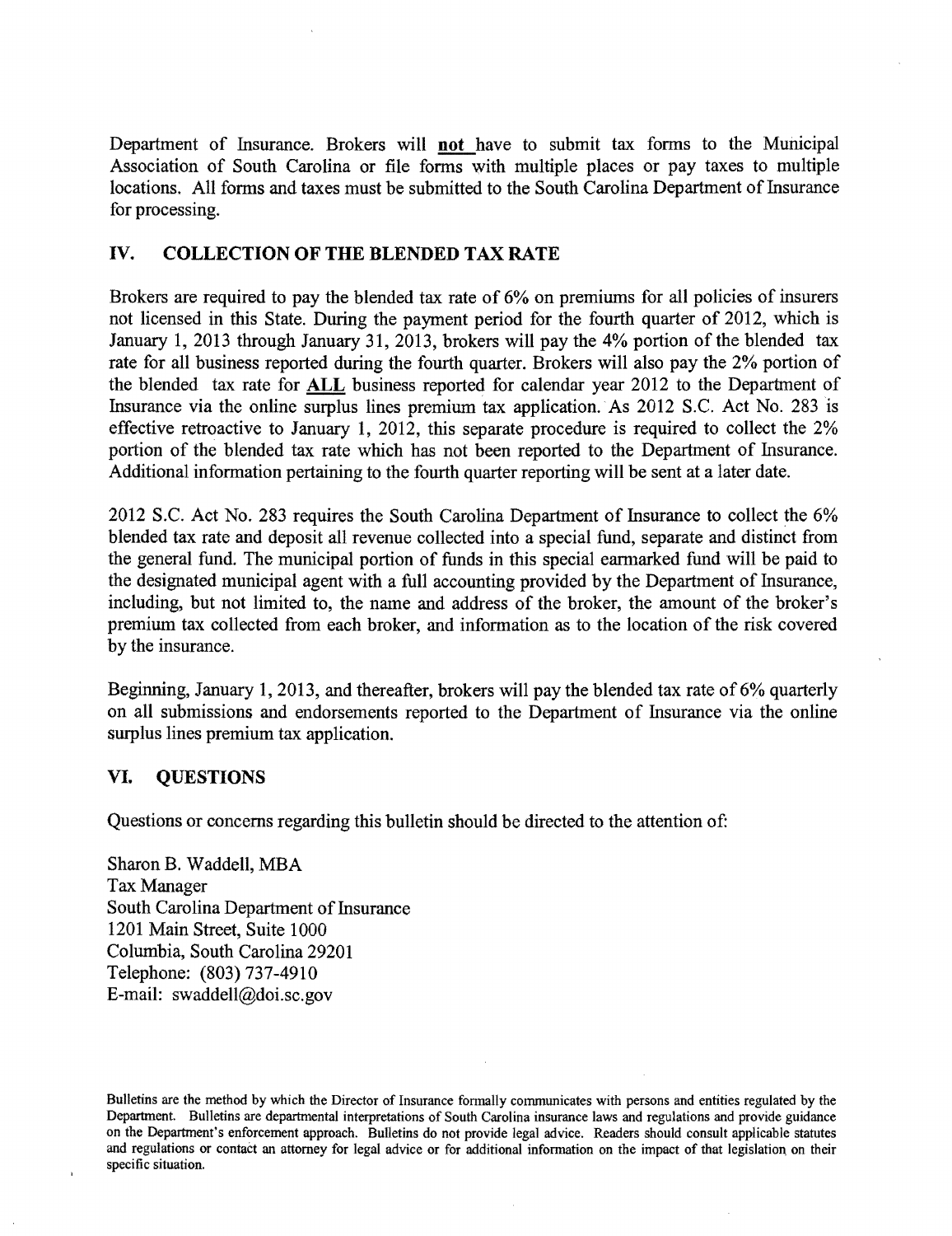Department of Insurance. Brokers will **not** have to submit tax forms to the Municipal Association of South Carolina or file forms with multiple places or pay taxes to multiple locations. All forms and taxes must be submitted to the South Carolina Department of Insurance for processing.

## IV. COLLECTION OF THE BLENDED TAX RATE

Brokers are required to pay the blended tax rate of 6% on premiums for all policies of insurers not licensed in this State. During the payment period for the fourth quarter of 2012, which is January 1, 2013 through January 31, 2013, brokers will pay the 4% portion of the blended tax rate for all business reported during the fourth quarter. Brokers will also pay the 2% portion of the blended tax rate for **ALL** business reported for calendar year 2012 to the Department of Insurance via the online surplus lines premium tax application. As 2012 S.C. Act No. 283 is effective retroactive to January 1, 2012, this separate procedure is required to collect the 2% portion of the blended tax rate which has not been reported to the Department of Insurance. Additional information pertaining to the fourth quarter reporting will be sent at a later date.

2012 S.C. Act No. 283 requires the South Carolina Department of Insurance to collect the 6% blended tax rate and deposit all revenue collected into a special fund, separate and distinct from the general fund. The municipal portion of funds in this special earmarked fund will be paid to the designated municipal agent with a full accounting provided by the Department of Insurance, including, but not limited to, the name and address of the broker, the amount of the broker's premium tax collected from each broker, and information as to the location of the risk covered by the insurance.

Beginning, January 1, 2013, and thereafter, brokers will pay the blended tax rate of 6% quarterly on all submissions and endorsements reported to the Department of Insurance via the online surplus lines premium tax application.

## VI. QUESTIONS

Questions or concerns regarding this bulletin should be directed to the attention of:

Sharon B. Waddell, MBA
Tax Manager
South Carolina Department of Insurance
1201 Main Street, Suite 1000
Columbia, South Carolina 29201
Telephone: (803) 737-4910
E-mail: swaddell@doi.sc.gov

Bulletins are the method by which the Director of Insurance formally communicates with persons and entities regulated by the Department. Bulletins are departmental interpretations of South Carolina insurance laws and regulations and provide guidance on the Department's enforcement approach. Bulletins do not provide legal advice. Readers should consult applicable statutes and regulations or contact an attorney for legal advice or for additional information on the impact of that legislation on their specific situation.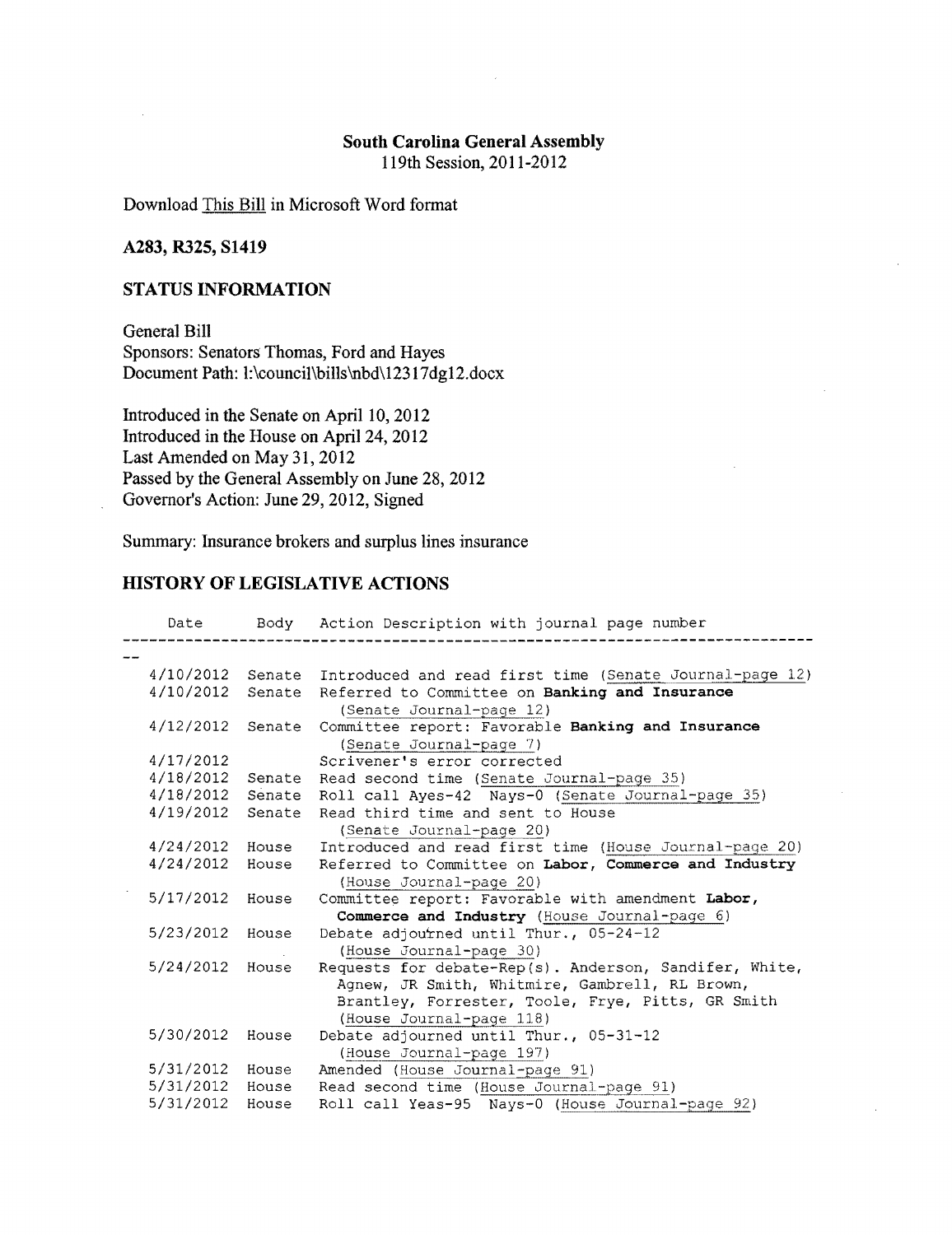**South Carolina General Assembly**
119th Session, 2011-2012

Download This Bill in Microsoft Word format

**A283, R325, S1419**

## STATUS INFORMATION

General Bill
Sponsors: Senators Thomas, Ford and Hayes
Document Path: l:\council\bills\nbd\12317dg12.docx

Introduced in the Senate on April 10, 2012
Introduced in the House on April 24, 2012
Last Amended on May 31, 2012
Passed by the General Assembly on June 28, 2012
Governor's Action: June 29, 2012, Signed

Summary: Insurance brokers and surplus lines insurance

## HISTORY OF LEGISLATIVE ACTIONS

| Date | Body | Action Description with journal page number |
|---|---|---|
| 4/10/2012 | Senate | Introduced and read first time (Senate Journal-page 12) |
| 4/10/2012 | Senate | Referred to Committee on **Banking and Insurance** (Senate Journal-page 12) |
| 4/12/2012 | Senate | Committee report: Favorable **Banking and Insurance** (Senate Journal-page 7) |
| 4/17/2012 | | Scrivener's error corrected |
| 4/18/2012 | Senate | Read second time (Senate Journal-page 35) |
| 4/18/2012 | Senate | Roll call Ayes-42 Nays-0 (Senate Journal-page 35) |
| 4/19/2012 | Senate | Read third time and sent to House (Senate Journal-page 20) |
| 4/24/2012 | House | Introduced and read first time (House Journal-page 20) |
| 4/24/2012 | House | Referred to Committee on **Labor, Commerce and Industry** (House Journal-page 20) |
| 5/17/2012 | House | Committee report: Favorable with amendment **Labor, Commerce and Industry** (House Journal-page 6) |
| 5/23/2012 | House | Debate adjourned until Thur., 05-24-12 (House Journal-page 30) |
| 5/24/2012 | House | Requests for debate-Rep(s). Anderson, Sandifer, White, Agnew, JR Smith, Whitmire, Gambrell, RL Brown, Brantley, Forrester, Toole, Frye, Pitts, GR Smith (House Journal-page 118) |
| 5/30/2012 | House | Debate adjourned until Thur., 05-31-12 (House Journal-page 197) |
| 5/31/2012 | House | Amended (House Journal-page 91) |
| 5/31/2012 | House | Read second time (House Journal-page 91) |
| 5/31/2012 | House | Roll call Yeas-95 Nays-0 (House Journal-page 92) |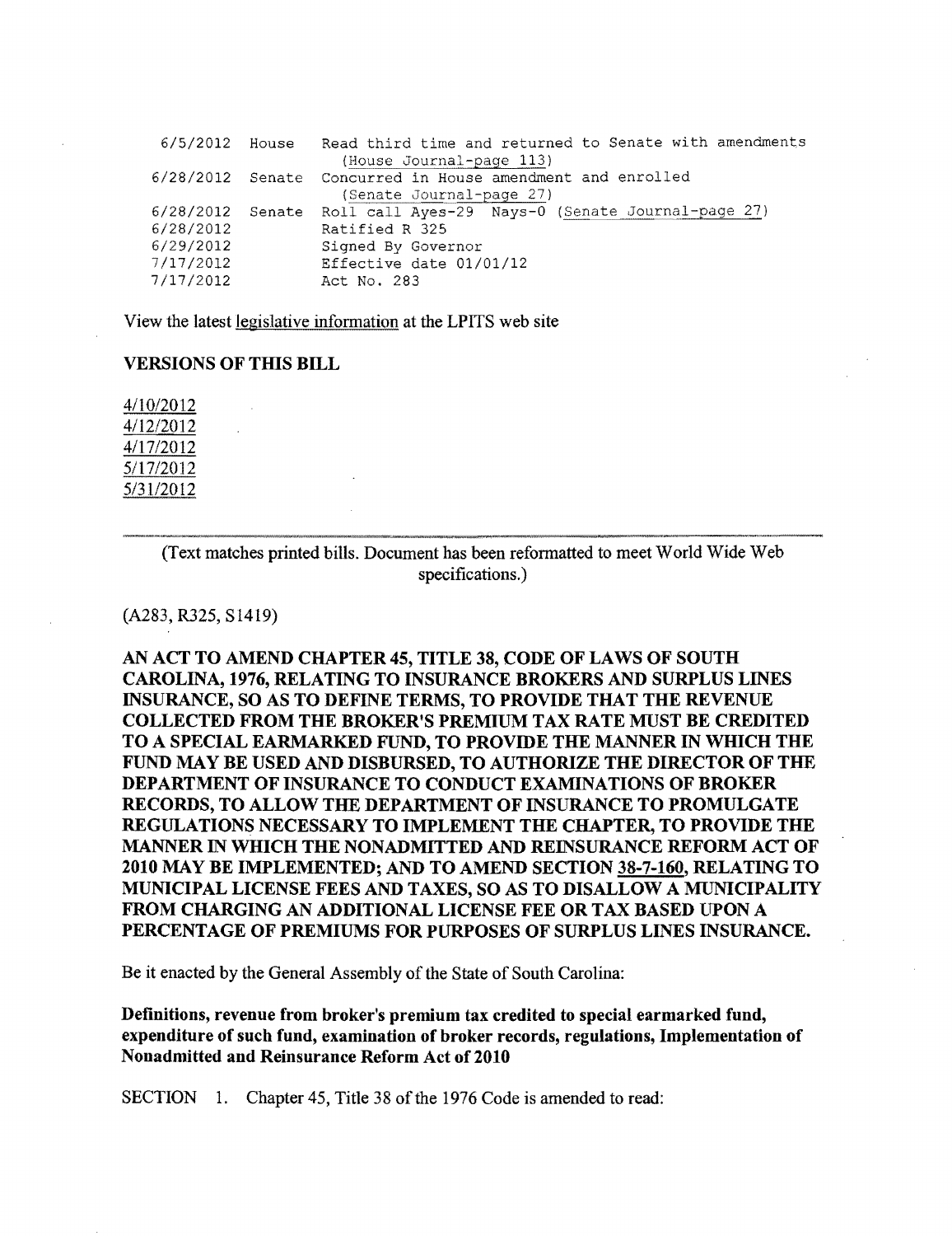| | | |
|---|---|---|
| 6/5/2012 | House | Read third time and returned to Senate with amendments (House Journal-page 113) |
| 6/28/2012 | Senate | Concurred in House amendment and enrolled (Senate Journal-page 27) |
| 6/28/2012 | Senate | Roll call Ayes-29 Nays-0 (Senate Journal-page 27) |
| 6/28/2012 | | Ratified R 325 |
| 6/29/2012 | | Signed By Governor |
| 7/17/2012 | | Effective date 01/01/12 |
| 7/17/2012 | | Act No. 283 |

View the latest legislative information at the LPITS web site

**VERSIONS OF THIS BILL**

4/10/2012
4/12/2012
4/17/2012
5/17/2012
5/31/2012

---

(Text matches printed bills. Document has been reformatted to meet World Wide Web specifications.)

(A283, R325, S1419)

**AN ACT TO AMEND CHAPTER 45, TITLE 38, CODE OF LAWS OF SOUTH CAROLINA, 1976, RELATING TO INSURANCE BROKERS AND SURPLUS LINES INSURANCE, SO AS TO DEFINE TERMS, TO PROVIDE THAT THE REVENUE COLLECTED FROM THE BROKER'S PREMIUM TAX RATE MUST BE CREDITED TO A SPECIAL EARMARKED FUND, TO PROVIDE THE MANNER IN WHICH THE FUND MAY BE USED AND DISBURSED, TO AUTHORIZE THE DIRECTOR OF THE DEPARTMENT OF INSURANCE TO CONDUCT EXAMINATIONS OF BROKER RECORDS, TO ALLOW THE DEPARTMENT OF INSURANCE TO PROMULGATE REGULATIONS NECESSARY TO IMPLEMENT THE CHAPTER, TO PROVIDE THE MANNER IN WHICH THE NONADMITTED AND REINSURANCE REFORM ACT OF 2010 MAY BE IMPLEMENTED; AND TO AMEND SECTION 38-7-160, RELATING TO MUNICIPAL LICENSE FEES AND TAXES, SO AS TO DISALLOW A MUNICIPALITY FROM CHARGING AN ADDITIONAL LICENSE FEE OR TAX BASED UPON A PERCENTAGE OF PREMIUMS FOR PURPOSES OF SURPLUS LINES INSURANCE.**

Be it enacted by the General Assembly of the State of South Carolina:

**Definitions, revenue from broker's premium tax credited to special earmarked fund, expenditure of such fund, examination of broker records, regulations, Implementation of Nonadmitted and Reinsurance Reform Act of 2010**

SECTION 1. Chapter 45, Title 38 of the 1976 Code is amended to read: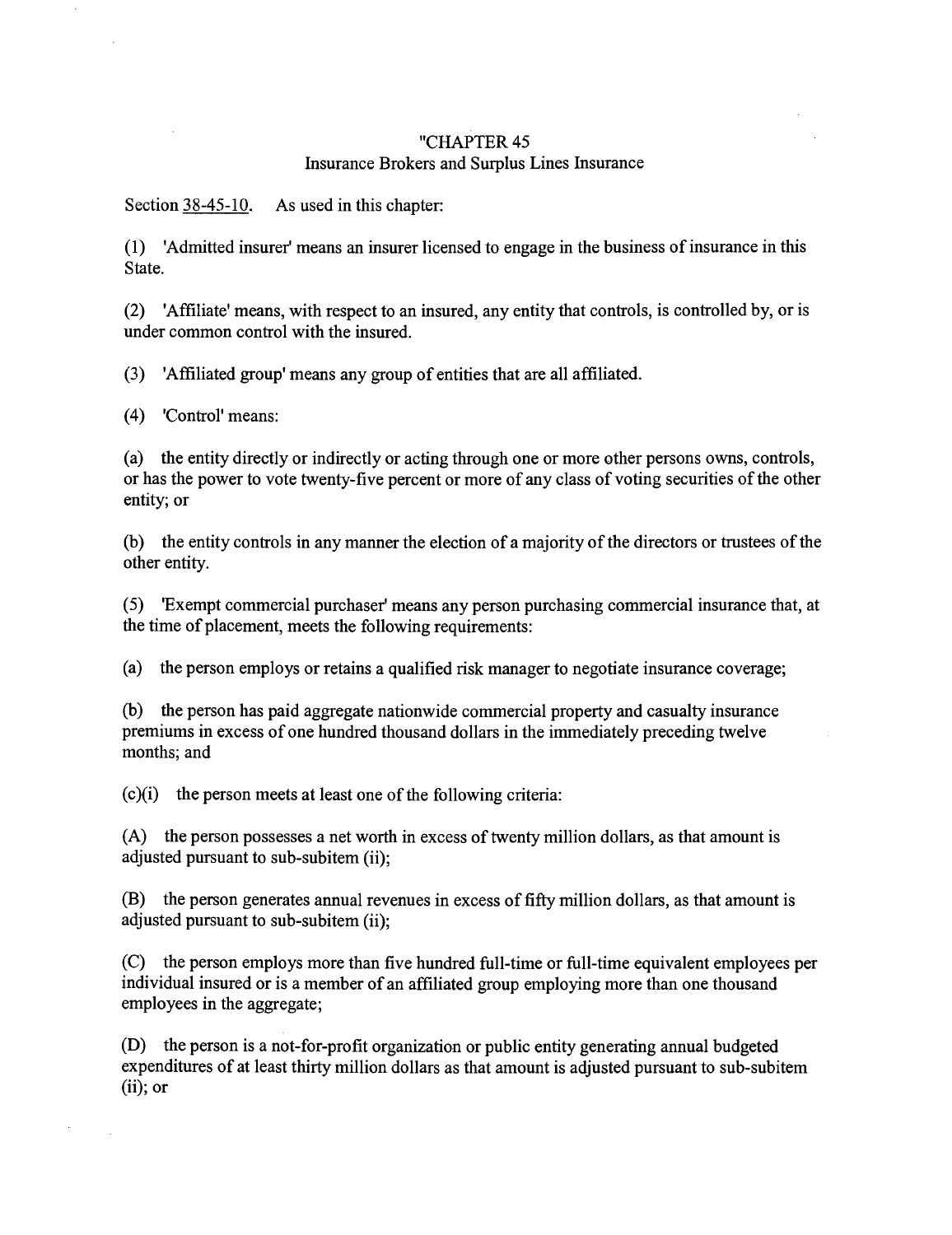"CHAPTER 45
Insurance Brokers and Surplus Lines Insurance

Section 38-45-10. As used in this chapter:

(1) 'Admitted insurer' means an insurer licensed to engage in the business of insurance in this State.

(2) 'Affiliate' means, with respect to an insured, any entity that controls, is controlled by, or is under common control with the insured.

(3) 'Affiliated group' means any group of entities that are all affiliated.

(4) 'Control' means:

(a) the entity directly or indirectly or acting through one or more other persons owns, controls, or has the power to vote twenty-five percent or more of any class of voting securities of the other entity; or

(b) the entity controls in any manner the election of a majority of the directors or trustees of the other entity.

(5) 'Exempt commercial purchaser' means any person purchasing commercial insurance that, at the time of placement, meets the following requirements:

(a) the person employs or retains a qualified risk manager to negotiate insurance coverage;

(b) the person has paid aggregate nationwide commercial property and casualty insurance premiums in excess of one hundred thousand dollars in the immediately preceding twelve months; and

(c)(i) the person meets at least one of the following criteria:

(A) the person possesses a net worth in excess of twenty million dollars, as that amount is adjusted pursuant to sub-subitem (ii);

(B) the person generates annual revenues in excess of fifty million dollars, as that amount is adjusted pursuant to sub-subitem (ii);

(C) the person employs more than five hundred full-time or full-time equivalent employees per individual insured or is a member of an affiliated group employing more than one thousand employees in the aggregate;

(D) the person is a not-for-profit organization or public entity generating annual budgeted expenditures of at least thirty million dollars as that amount is adjusted pursuant to sub-subitem (ii); or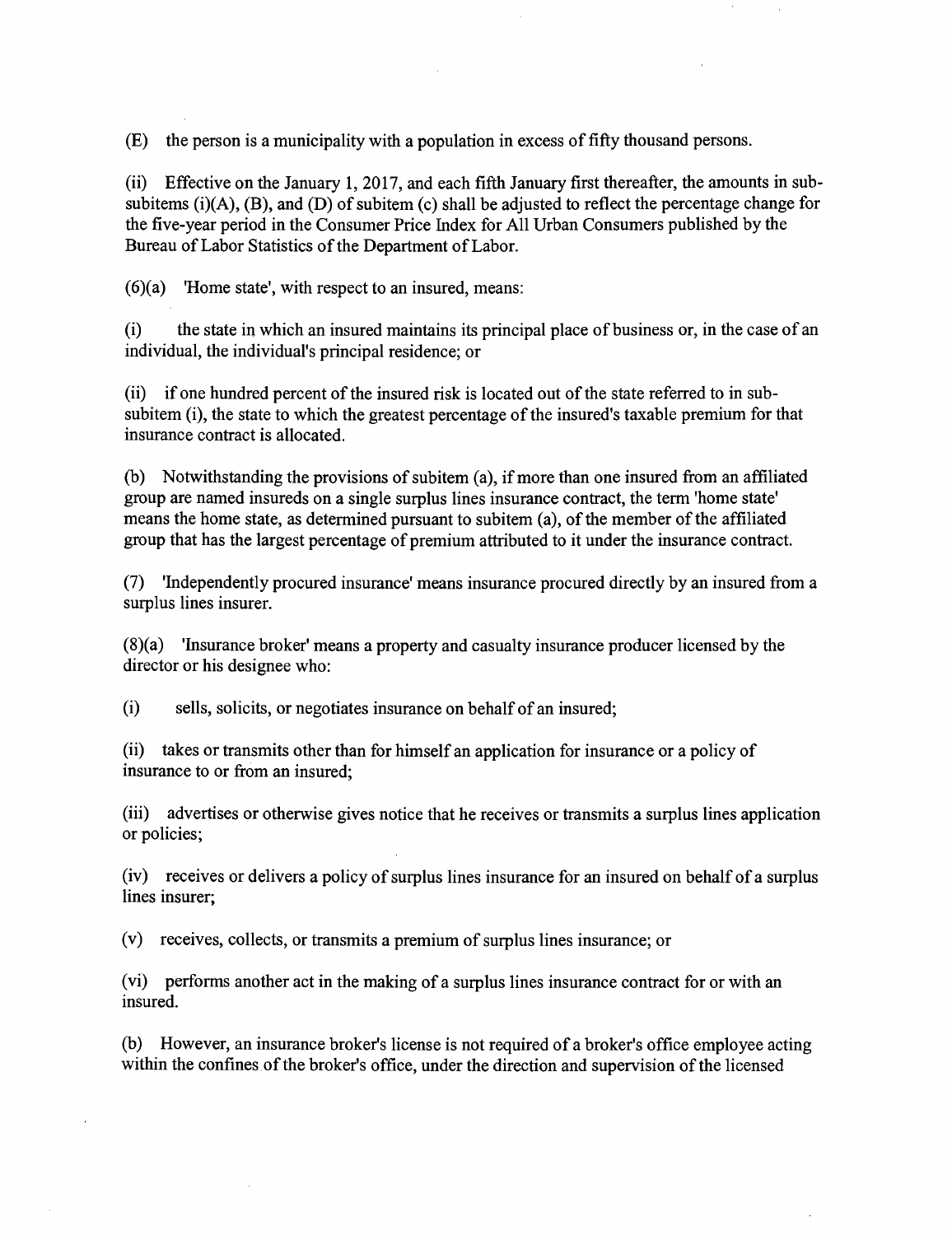(E) the person is a municipality with a population in excess of fifty thousand persons.

(ii) Effective on the January 1, 2017, and each fifth January first thereafter, the amounts in sub-subitems (i)(A), (B), and (D) of subitem (c) shall be adjusted to reflect the percentage change for the five-year period in the Consumer Price Index for All Urban Consumers published by the Bureau of Labor Statistics of the Department of Labor.

(6)(a) 'Home state', with respect to an insured, means:

(i) the state in which an insured maintains its principal place of business or, in the case of an individual, the individual's principal residence; or

(ii) if one hundred percent of the insured risk is located out of the state referred to in sub-subitem (i), the state to which the greatest percentage of the insured's taxable premium for that insurance contract is allocated.

(b) Notwithstanding the provisions of subitem (a), if more than one insured from an affiliated group are named insureds on a single surplus lines insurance contract, the term 'home state' means the home state, as determined pursuant to subitem (a), of the member of the affiliated group that has the largest percentage of premium attributed to it under the insurance contract.

(7) 'Independently procured insurance' means insurance procured directly by an insured from a surplus lines insurer.

(8)(a) 'Insurance broker' means a property and casualty insurance producer licensed by the director or his designee who:

(i) sells, solicits, or negotiates insurance on behalf of an insured;

(ii) takes or transmits other than for himself an application for insurance or a policy of insurance to or from an insured;

(iii) advertises or otherwise gives notice that he receives or transmits a surplus lines application or policies;

(iv) receives or delivers a policy of surplus lines insurance for an insured on behalf of a surplus lines insurer;

(v) receives, collects, or transmits a premium of surplus lines insurance; or

(vi) performs another act in the making of a surplus lines insurance contract for or with an insured.

(b) However, an insurance broker's license is not required of a broker's office employee acting within the confines of the broker's office, under the direction and supervision of the licensed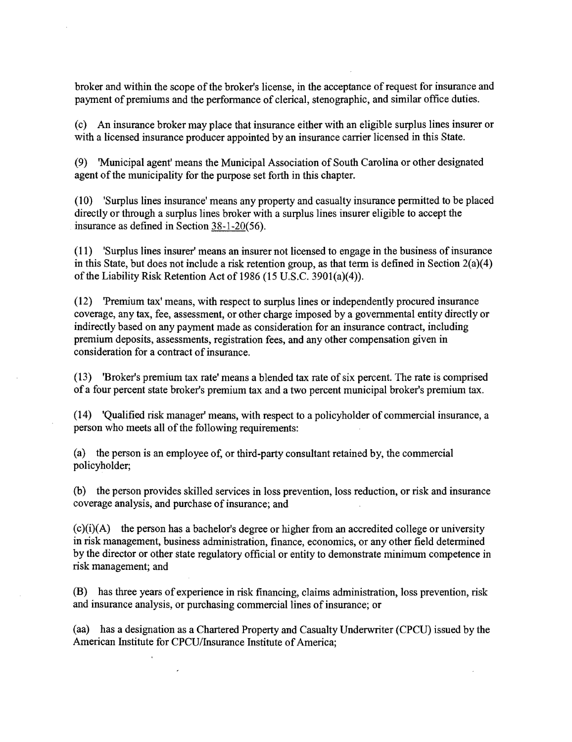broker and within the scope of the broker's license, in the acceptance of request for insurance and payment of premiums and the performance of clerical, stenographic, and similar office duties.

(c) An insurance broker may place that insurance either with an eligible surplus lines insurer or with a licensed insurance producer appointed by an insurance carrier licensed in this State.

(9) 'Municipal agent' means the Municipal Association of South Carolina or other designated agent of the municipality for the purpose set forth in this chapter.

(10) 'Surplus lines insurance' means any property and casualty insurance permitted to be placed directly or through a surplus lines broker with a surplus lines insurer eligible to accept the insurance as defined in Section 38-1-20(56).

(11) 'Surplus lines insurer' means an insurer not licensed to engage in the business of insurance in this State, but does not include a risk retention group, as that term is defined in Section 2(a)(4) of the Liability Risk Retention Act of 1986 (15 U.S.C. 3901(a)(4)).

(12) 'Premium tax' means, with respect to surplus lines or independently procured insurance coverage, any tax, fee, assessment, or other charge imposed by a governmental entity directly or indirectly based on any payment made as consideration for an insurance contract, including premium deposits, assessments, registration fees, and any other compensation given in consideration for a contract of insurance.

(13) 'Broker's premium tax rate' means a blended tax rate of six percent. The rate is comprised of a four percent state broker's premium tax and a two percent municipal broker's premium tax.

(14) 'Qualified risk manager' means, with respect to a policyholder of commercial insurance, a person who meets all of the following requirements:

(a) the person is an employee of, or third-party consultant retained by, the commercial policyholder;

(b) the person provides skilled services in loss prevention, loss reduction, or risk and insurance coverage analysis, and purchase of insurance; and

(c)(i)(A) the person has a bachelor's degree or higher from an accredited college or university in risk management, business administration, finance, economics, or any other field determined by the director or other state regulatory official or entity to demonstrate minimum competence in risk management; and

(B) has three years of experience in risk financing, claims administration, loss prevention, risk and insurance analysis, or purchasing commercial lines of insurance; or

(aa) has a designation as a Chartered Property and Casualty Underwriter (CPCU) issued by the American Institute for CPCU/Insurance Institute of America;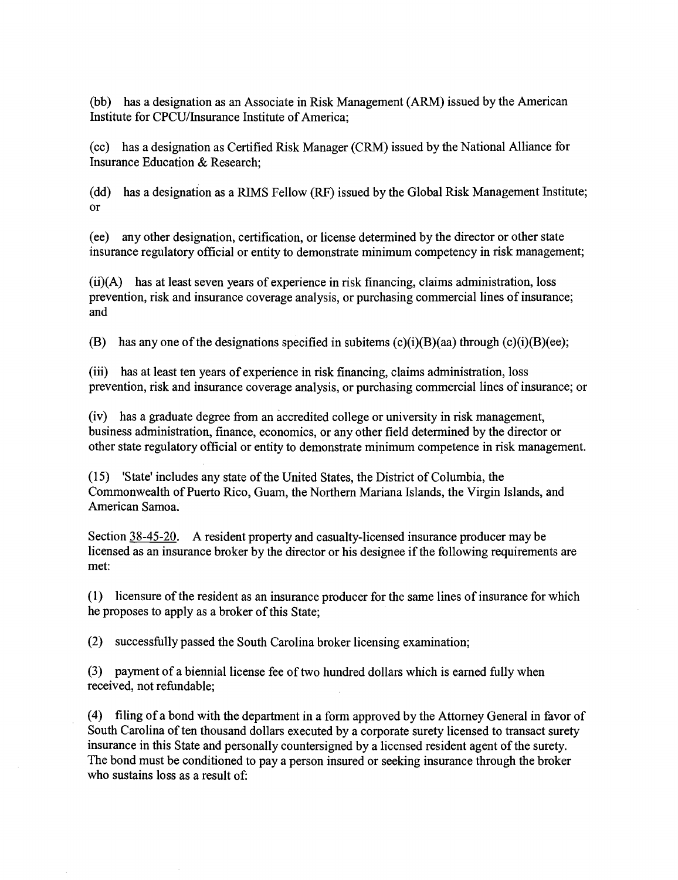(bb) has a designation as an Associate in Risk Management (ARM) issued by the American Institute for CPCU/Insurance Institute of America;

(cc) has a designation as Certified Risk Manager (CRM) issued by the National Alliance for Insurance Education & Research;

(dd) has a designation as a RIMS Fellow (RF) issued by the Global Risk Management Institute; or

(ee) any other designation, certification, or license determined by the director or other state insurance regulatory official or entity to demonstrate minimum competency in risk management;

(ii)(A) has at least seven years of experience in risk financing, claims administration, loss prevention, risk and insurance coverage analysis, or purchasing commercial lines of insurance; and

(B) has any one of the designations specified in subitems (c)(i)(B)(aa) through (c)(i)(B)(ee);

(iii) has at least ten years of experience in risk financing, claims administration, loss prevention, risk and insurance coverage analysis, or purchasing commercial lines of insurance; or

(iv) has a graduate degree from an accredited college or university in risk management, business administration, finance, economics, or any other field determined by the director or other state regulatory official or entity to demonstrate minimum competence in risk management.

(15) 'State' includes any state of the United States, the District of Columbia, the Commonwealth of Puerto Rico, Guam, the Northern Mariana Islands, the Virgin Islands, and American Samoa.

Section 38-45-20. A resident property and casualty-licensed insurance producer may be licensed as an insurance broker by the director or his designee if the following requirements are met:

(1) licensure of the resident as an insurance producer for the same lines of insurance for which he proposes to apply as a broker of this State;

(2) successfully passed the South Carolina broker licensing examination;

(3) payment of a biennial license fee of two hundred dollars which is earned fully when received, not refundable;

(4) filing of a bond with the department in a form approved by the Attorney General in favor of South Carolina of ten thousand dollars executed by a corporate surety licensed to transact surety insurance in this State and personally countersigned by a licensed resident agent of the surety. The bond must be conditioned to pay a person insured or seeking insurance through the broker who sustains loss as a result of: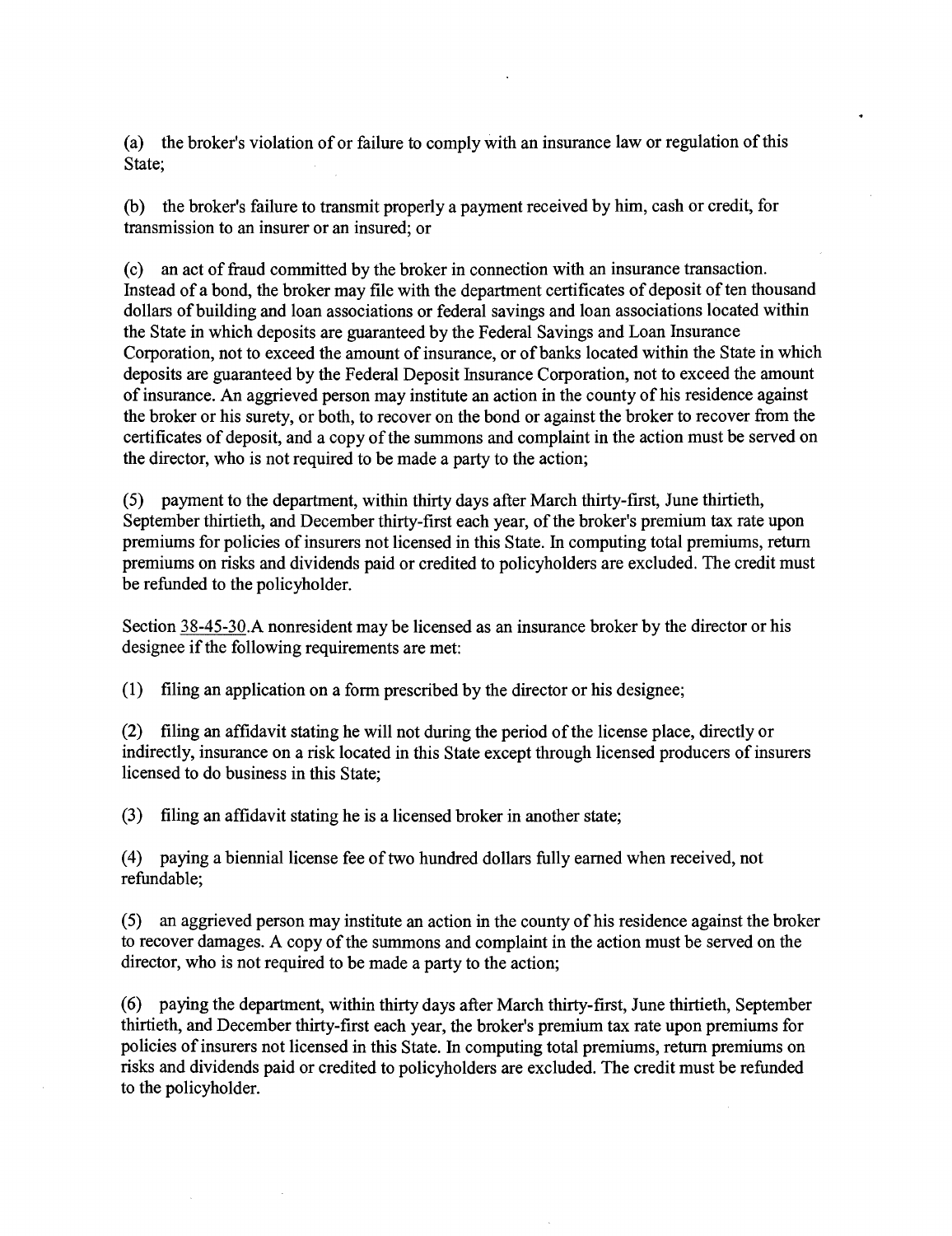(a) the broker's violation of or failure to comply with an insurance law or regulation of this State;

(b) the broker's failure to transmit properly a payment received by him, cash or credit, for transmission to an insurer or an insured; or

(c) an act of fraud committed by the broker in connection with an insurance transaction. Instead of a bond, the broker may file with the department certificates of deposit of ten thousand dollars of building and loan associations or federal savings and loan associations located within the State in which deposits are guaranteed by the Federal Savings and Loan Insurance Corporation, not to exceed the amount of insurance, or of banks located within the State in which deposits are guaranteed by the Federal Deposit Insurance Corporation, not to exceed the amount of insurance. An aggrieved person may institute an action in the county of his residence against the broker or his surety, or both, to recover on the bond or against the broker to recover from the certificates of deposit, and a copy of the summons and complaint in the action must be served on the director, who is not required to be made a party to the action;

(5) payment to the department, within thirty days after March thirty-first, June thirtieth, September thirtieth, and December thirty-first each year, of the broker's premium tax rate upon premiums for policies of insurers not licensed in this State. In computing total premiums, return premiums on risks and dividends paid or credited to policyholders are excluded. The credit must be refunded to the policyholder.

Section 38-45-30.A nonresident may be licensed as an insurance broker by the director or his designee if the following requirements are met:

(1) filing an application on a form prescribed by the director or his designee;

(2) filing an affidavit stating he will not during the period of the license place, directly or indirectly, insurance on a risk located in this State except through licensed producers of insurers licensed to do business in this State;

(3) filing an affidavit stating he is a licensed broker in another state;

(4) paying a biennial license fee of two hundred dollars fully earned when received, not refundable;

(5) an aggrieved person may institute an action in the county of his residence against the broker to recover damages. A copy of the summons and complaint in the action must be served on the director, who is not required to be made a party to the action;

(6) paying the department, within thirty days after March thirty-first, June thirtieth, September thirtieth, and December thirty-first each year, the broker's premium tax rate upon premiums for policies of insurers not licensed in this State. In computing total premiums, return premiums on risks and dividends paid or credited to policyholders are excluded. The credit must be refunded to the policyholder.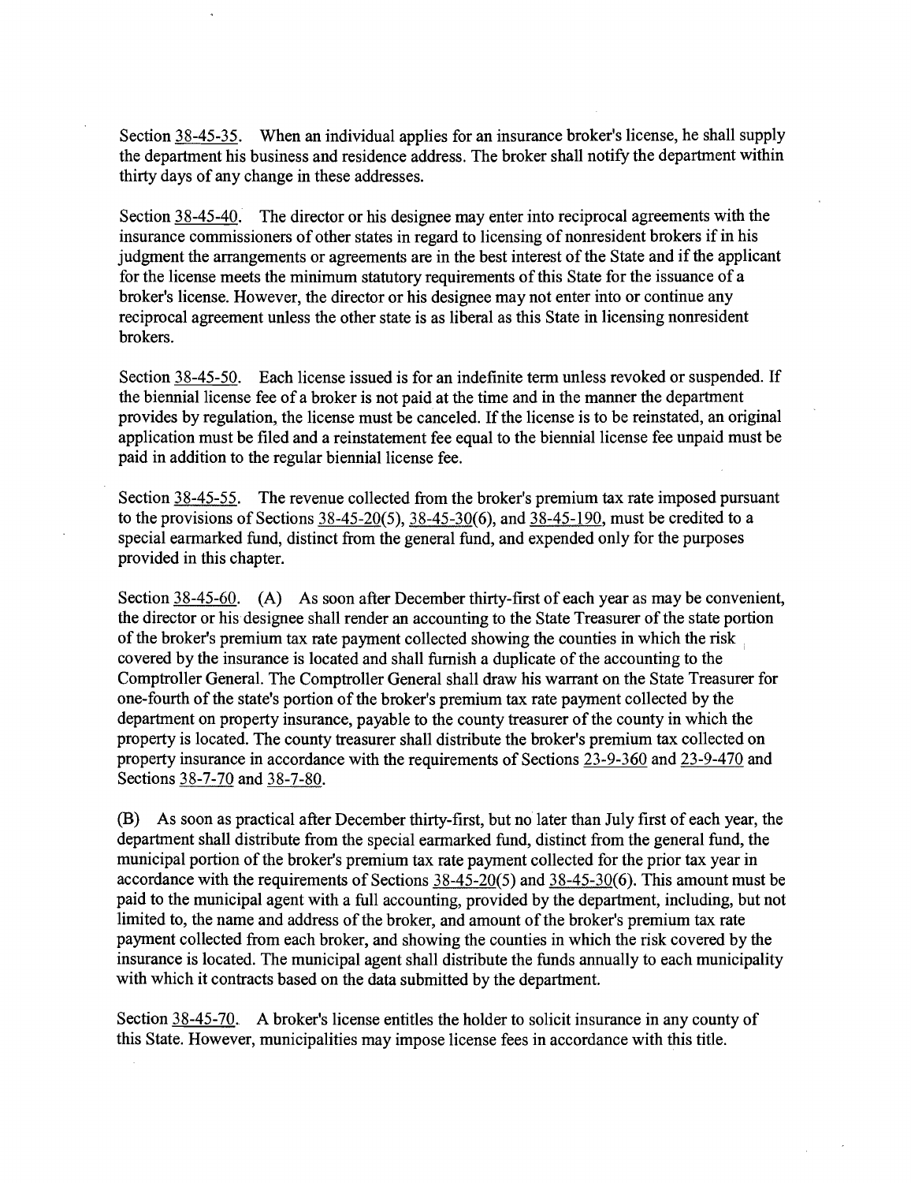Section 38-45-35. When an individual applies for an insurance broker's license, he shall supply the department his business and residence address. The broker shall notify the department within thirty days of any change in these addresses.

Section 38-45-40. The director or his designee may enter into reciprocal agreements with the insurance commissioners of other states in regard to licensing of nonresident brokers if in his judgment the arrangements or agreements are in the best interest of the State and if the applicant for the license meets the minimum statutory requirements of this State for the issuance of a broker's license. However, the director or his designee may not enter into or continue any reciprocal agreement unless the other state is as liberal as this State in licensing nonresident brokers.

Section 38-45-50. Each license issued is for an indefinite term unless revoked or suspended. If the biennial license fee of a broker is not paid at the time and in the manner the department provides by regulation, the license must be canceled. If the license is to be reinstated, an original application must be filed and a reinstatement fee equal to the biennial license fee unpaid must be paid in addition to the regular biennial license fee.

Section 38-45-55. The revenue collected from the broker's premium tax rate imposed pursuant to the provisions of Sections 38-45-20(5), 38-45-30(6), and 38-45-190, must be credited to a special earmarked fund, distinct from the general fund, and expended only for the purposes provided in this chapter.

Section 38-45-60. (A) As soon after December thirty-first of each year as may be convenient, the director or his designee shall render an accounting to the State Treasurer of the state portion of the broker's premium tax rate payment collected showing the counties in which the risk covered by the insurance is located and shall furnish a duplicate of the accounting to the Comptroller General. The Comptroller General shall draw his warrant on the State Treasurer for one-fourth of the state's portion of the broker's premium tax rate payment collected by the department on property insurance, payable to the county treasurer of the county in which the property is located. The county treasurer shall distribute the broker's premium tax collected on property insurance in accordance with the requirements of Sections 23-9-360 and 23-9-470 and Sections 38-7-70 and 38-7-80.

(B) As soon as practical after December thirty-first, but no later than July first of each year, the department shall distribute from the special earmarked fund, distinct from the general fund, the municipal portion of the broker's premium tax rate payment collected for the prior tax year in accordance with the requirements of Sections 38-45-20(5) and 38-45-30(6). This amount must be paid to the municipal agent with a full accounting, provided by the department, including, but not limited to, the name and address of the broker, and amount of the broker's premium tax rate payment collected from each broker, and showing the counties in which the risk covered by the insurance is located. The municipal agent shall distribute the funds annually to each municipality with which it contracts based on the data submitted by the department.

Section 38-45-70. A broker's license entitles the holder to solicit insurance in any county of this State. However, municipalities may impose license fees in accordance with this title.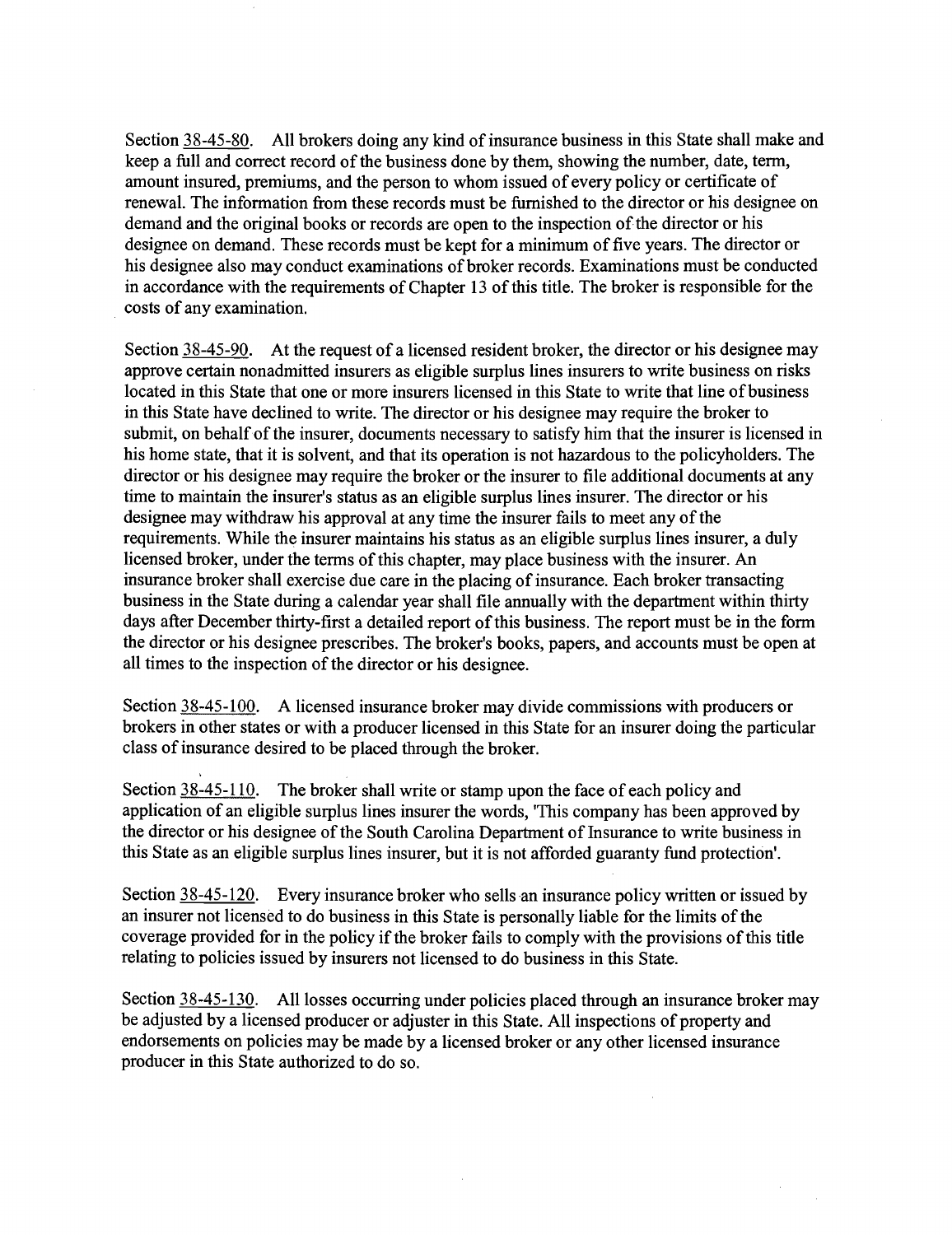Section 38-45-80. All brokers doing any kind of insurance business in this State shall make and keep a full and correct record of the business done by them, showing the number, date, term, amount insured, premiums, and the person to whom issued of every policy or certificate of renewal. The information from these records must be furnished to the director or his designee on demand and the original books or records are open to the inspection of the director or his designee on demand. These records must be kept for a minimum of five years. The director or his designee also may conduct examinations of broker records. Examinations must be conducted in accordance with the requirements of Chapter 13 of this title. The broker is responsible for the costs of any examination.

Section 38-45-90. At the request of a licensed resident broker, the director or his designee may approve certain nonadmitted insurers as eligible surplus lines insurers to write business on risks located in this State that one or more insurers licensed in this State to write that line of business in this State have declined to write. The director or his designee may require the broker to submit, on behalf of the insurer, documents necessary to satisfy him that the insurer is licensed in his home state, that it is solvent, and that its operation is not hazardous to the policyholders. The director or his designee may require the broker or the insurer to file additional documents at any time to maintain the insurer's status as an eligible surplus lines insurer. The director or his designee may withdraw his approval at any time the insurer fails to meet any of the requirements. While the insurer maintains his status as an eligible surplus lines insurer, a duly licensed broker, under the terms of this chapter, may place business with the insurer. An insurance broker shall exercise due care in the placing of insurance. Each broker transacting business in the State during a calendar year shall file annually with the department within thirty days after December thirty-first a detailed report of this business. The report must be in the form the director or his designee prescribes. The broker's books, papers, and accounts must be open at all times to the inspection of the director or his designee.

Section 38-45-100. A licensed insurance broker may divide commissions with producers or brokers in other states or with a producer licensed in this State for an insurer doing the particular class of insurance desired to be placed through the broker.

Section 38-45-110. The broker shall write or stamp upon the face of each policy and application of an eligible surplus lines insurer the words, 'This company has been approved by the director or his designee of the South Carolina Department of Insurance to write business in this State as an eligible surplus lines insurer, but it is not afforded guaranty fund protection'.

Section 38-45-120. Every insurance broker who sells an insurance policy written or issued by an insurer not licensed to do business in this State is personally liable for the limits of the coverage provided for in the policy if the broker fails to comply with the provisions of this title relating to policies issued by insurers not licensed to do business in this State.

Section 38-45-130. All losses occurring under policies placed through an insurance broker may be adjusted by a licensed producer or adjuster in this State. All inspections of property and endorsements on policies may be made by a licensed broker or any other licensed insurance producer in this State authorized to do so.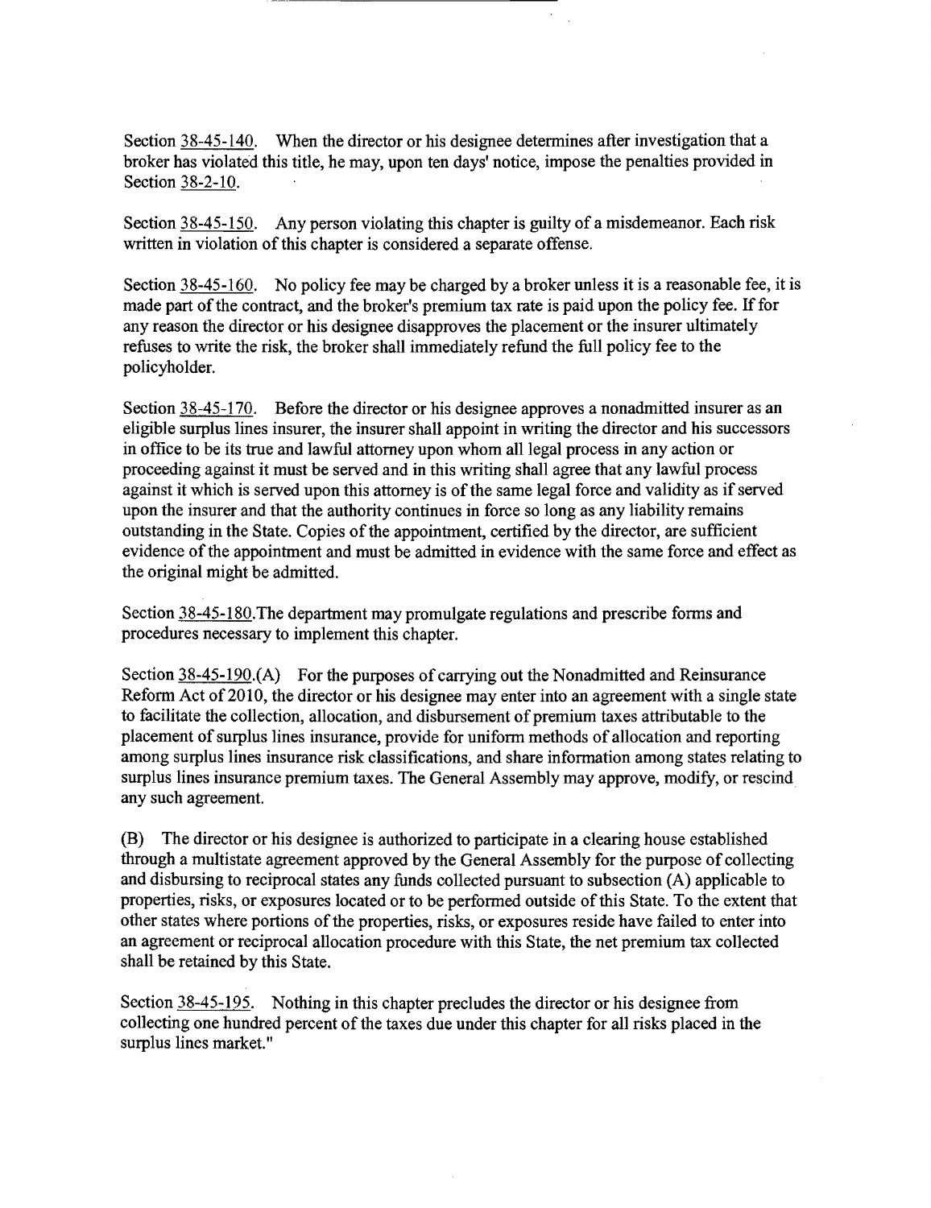Section 38-45-140. When the director or his designee determines after investigation that a broker has violated this title, he may, upon ten days' notice, impose the penalties provided in Section 38-2-10.

Section 38-45-150. Any person violating this chapter is guilty of a misdemeanor. Each risk written in violation of this chapter is considered a separate offense.

Section 38-45-160. No policy fee may be charged by a broker unless it is a reasonable fee, it is made part of the contract, and the broker's premium tax rate is paid upon the policy fee. If for any reason the director or his designee disapproves the placement or the insurer ultimately refuses to write the risk, the broker shall immediately refund the full policy fee to the policyholder.

Section 38-45-170. Before the director or his designee approves a nonadmitted insurer as an eligible surplus lines insurer, the insurer shall appoint in writing the director and his successors in office to be its true and lawful attorney upon whom all legal process in any action or proceeding against it must be served and in this writing shall agree that any lawful process against it which is served upon this attorney is of the same legal force and validity as if served upon the insurer and that the authority continues in force so long as any liability remains outstanding in the State. Copies of the appointment, certified by the director, are sufficient evidence of the appointment and must be admitted in evidence with the same force and effect as the original might be admitted.

Section 38-45-180.The department may promulgate regulations and prescribe forms and procedures necessary to implement this chapter.

Section 38-45-190.(A) For the purposes of carrying out the Nonadmitted and Reinsurance Reform Act of 2010, the director or his designee may enter into an agreement with a single state to facilitate the collection, allocation, and disbursement of premium taxes attributable to the placement of surplus lines insurance, provide for uniform methods of allocation and reporting among surplus lines insurance risk classifications, and share information among states relating to surplus lines insurance premium taxes. The General Assembly may approve, modify, or rescind any such agreement.

(B) The director or his designee is authorized to participate in a clearing house established through a multistate agreement approved by the General Assembly for the purpose of collecting and disbursing to reciprocal states any funds collected pursuant to subsection (A) applicable to properties, risks, or exposures located or to be performed outside of this State. To the extent that other states where portions of the properties, risks, or exposures reside have failed to enter into an agreement or reciprocal allocation procedure with this State, the net premium tax collected shall be retained by this State.

Section 38-45-195. Nothing in this chapter precludes the director or his designee from collecting one hundred percent of the taxes due under this chapter for all risks placed in the surplus lines market."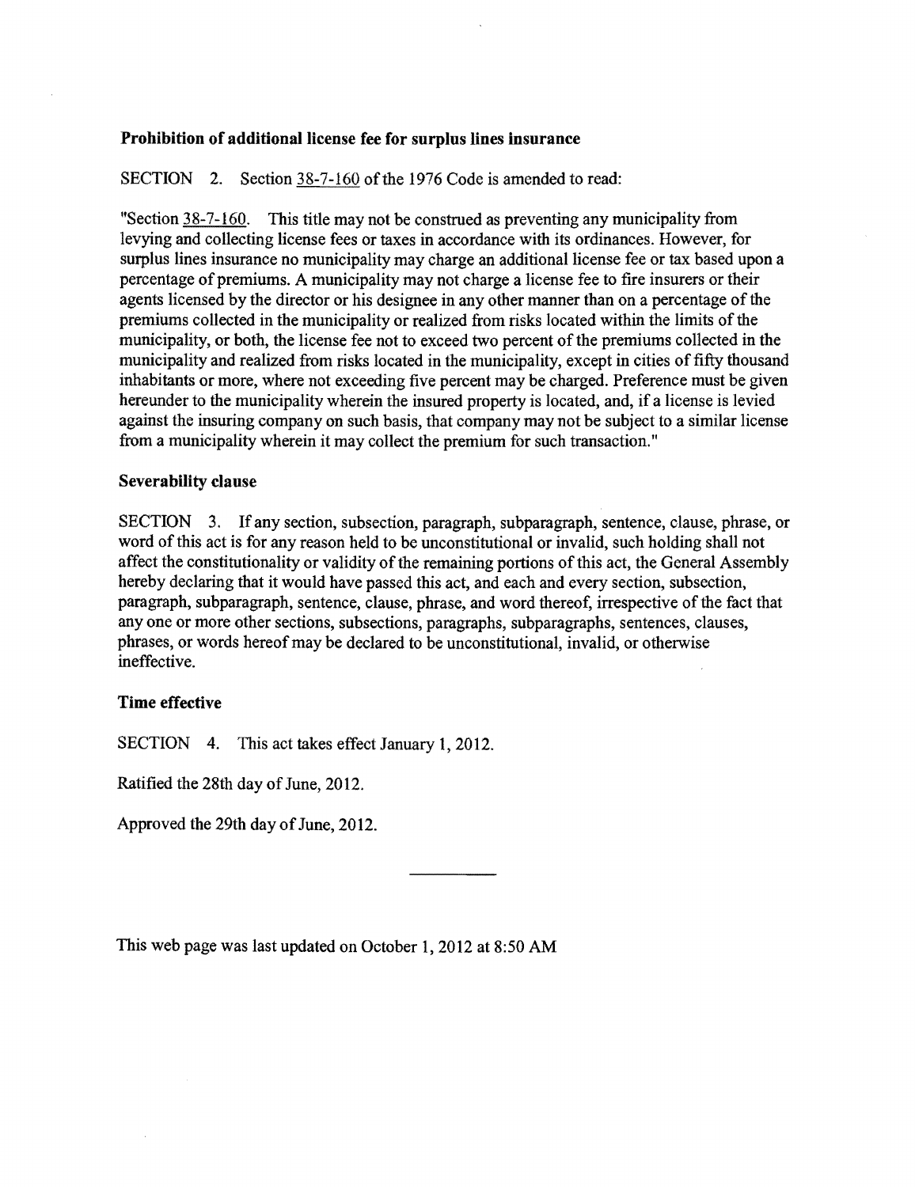**Prohibition of additional license fee for surplus lines insurance**

SECTION 2. Section 38-7-160 of the 1976 Code is amended to read:

"Section 38-7-160. This title may not be construed as preventing any municipality from levying and collecting license fees or taxes in accordance with its ordinances. However, for surplus lines insurance no municipality may charge an additional license fee or tax based upon a percentage of premiums. A municipality may not charge a license fee to fire insurers or their agents licensed by the director or his designee in any other manner than on a percentage of the premiums collected in the municipality or realized from risks located within the limits of the municipality, or both, the license fee not to exceed two percent of the premiums collected in the municipality and realized from risks located in the municipality, except in cities of fifty thousand inhabitants or more, where not exceeding five percent may be charged. Preference must be given hereunder to the municipality wherein the insured property is located, and, if a license is levied against the insuring company on such basis, that company may not be subject to a similar license from a municipality wherein it may collect the premium for such transaction."

**Severability clause**

SECTION 3. If any section, subsection, paragraph, subparagraph, sentence, clause, phrase, or word of this act is for any reason held to be unconstitutional or invalid, such holding shall not affect the constitutionality or validity of the remaining portions of this act, the General Assembly hereby declaring that it would have passed this act, and each and every section, subsection, paragraph, subparagraph, sentence, clause, phrase, and word thereof, irrespective of the fact that any one or more other sections, subsections, paragraphs, subparagraphs, sentences, clauses, phrases, or words hereof may be declared to be unconstitutional, invalid, or otherwise ineffective.

**Time effective**

SECTION 4. This act takes effect January 1, 2012.

Ratified the 28th day of June, 2012.

Approved the 29th day of June, 2012.

---

This web page was last updated on October 1, 2012 at 8:50 AM